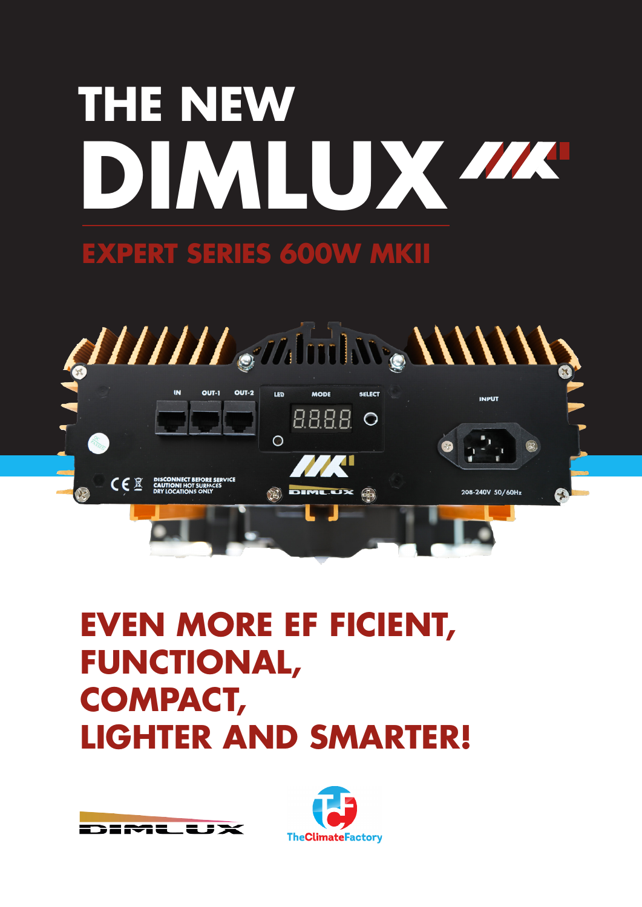# THE NEW DIMLUX

## EXPERT SERIES 600W MKII

## EVEN MORE EF FICIENT, FUNCTIONAL, COMPACT, LIGHTER AND SMARTER!

TheClimateFactory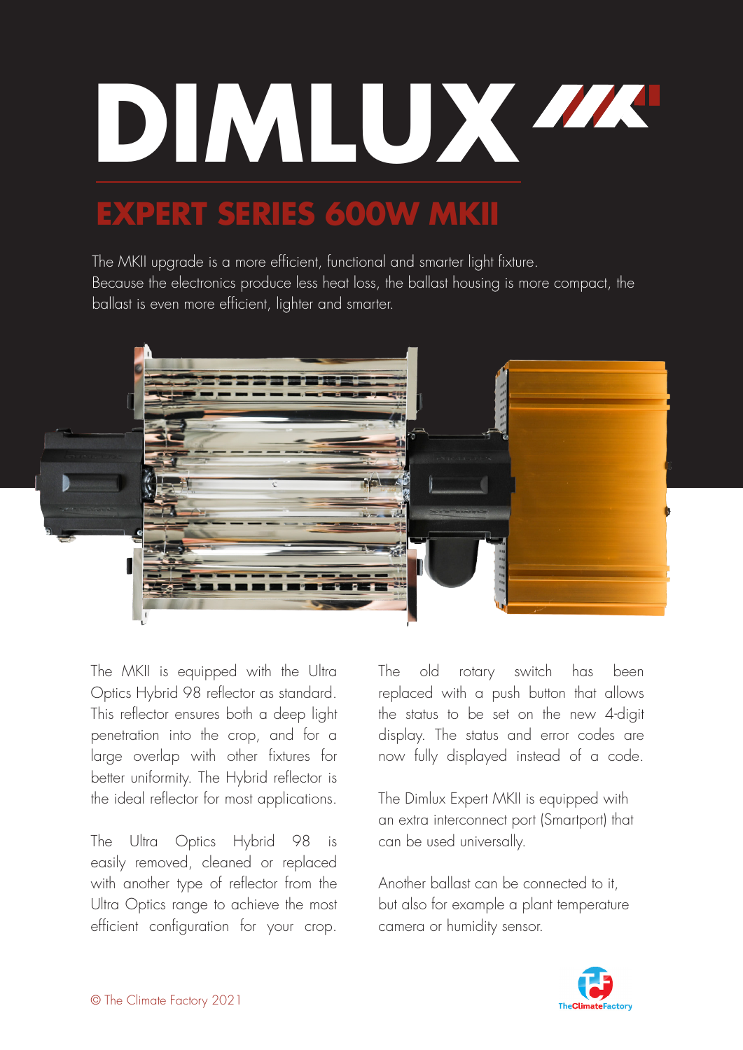# DIMLUX

## EXPERT SERIES 600W MKII

The MKII upgrade is a more efficient, functional and smarter light fixture. Because the electronics produce less heat loss, the ballast housing is more compact, the ballast is even more efficient, lighter and smarter.

The MKII is equipped with the Ultra Optics Hybrid 98 reflector as standard. This reflector ensures both a deep light penetration into the crop, and for a large overlap with other fixtures for better uniformity. The Hybrid reflector is the ideal reflector for most applications.

The Ultra Optics Hybrid 98 is easily removed, cleaned or replaced with another type of reflector from the Ultra Optics range to achieve the most efficient configuration for your crop.

The old rotary switch has been replaced with a push button that allows the status to be set on the new 4-digit display. The status and error codes are now fully displayed instead of a code.

The Dimlux Expert MKII is equipped with an extra interconnect port (Smartport) that can be used universally.

Another ballast can be connected to it, but also for example a plant temperature camera or humidity sensor.

© The Climate Factory 2021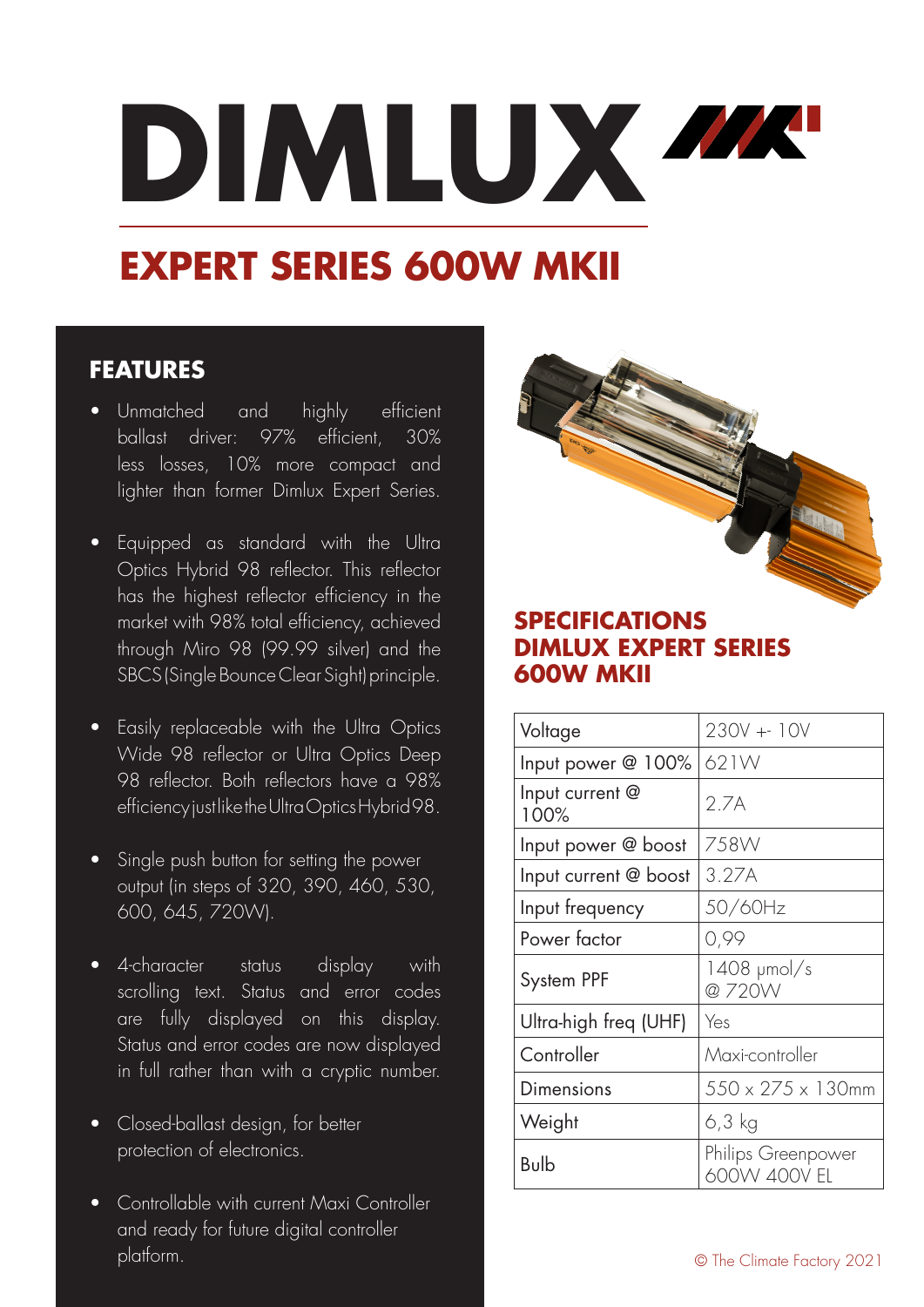# DIMLUX

## EXPERT SERIES 600W MKII

### FEATURES

- Unmatched and highly efficient ballast driver: 97% efficient, 30% less losses, 10% more compact and lighter than former Dimlux Expert Series.
- Equipped as standard with the Ultra Optics Hybrid 98 reflector. This reflector has the highest reflector efficiency in the market with 98% total efficiency, achieved through Miro 98 (99.99 silver) and the SBCS (Single Bounce Clear Sight) principle.
- Easily replaceable with the Ultra Optics Wide 98 reflector or Ultra Optics Deep 98 reflector. Both reflectors have a 98% efficiency just like the Ultra Optics Hybrid 98.
- Single push button for setting the power output (in steps of 320, 390, 460, 530, 600, 645, 720W).
- 4-character status display with scrolling text. Status and error codes are fully displayed on this display. Status and error codes are now displayed in full rather than with a cryptic number.
- Closed-ballast design, for better protection of electronics.
- Controllable with current Maxi Controller and ready for future digital controller platform.

### SPECIFICATIONS DIMLUX EXPERT SERIES 600W MKII

| | |
|---|---|
| Voltage | 230V +- 10V |
| Input power @ 100% | 621W |
| Input current @ 100% | 2.7A |
| Input power @ boost | 758W |
| Input current @ boost | 3.27A |
| Input frequency | 50/60Hz |
| Power factor | 0,99 |
| System PPF | 1408 µmol/s @ 720W |
| Ultra-high freq (UHF) | Yes |
| Controller | Maxi-controller |
| Dimensions | 550 x 275 x 130mm |
| Weight | 6,3 kg |
| Bulb | Philips Greenpower 600W 400V EL |

© The Climate Factory 2021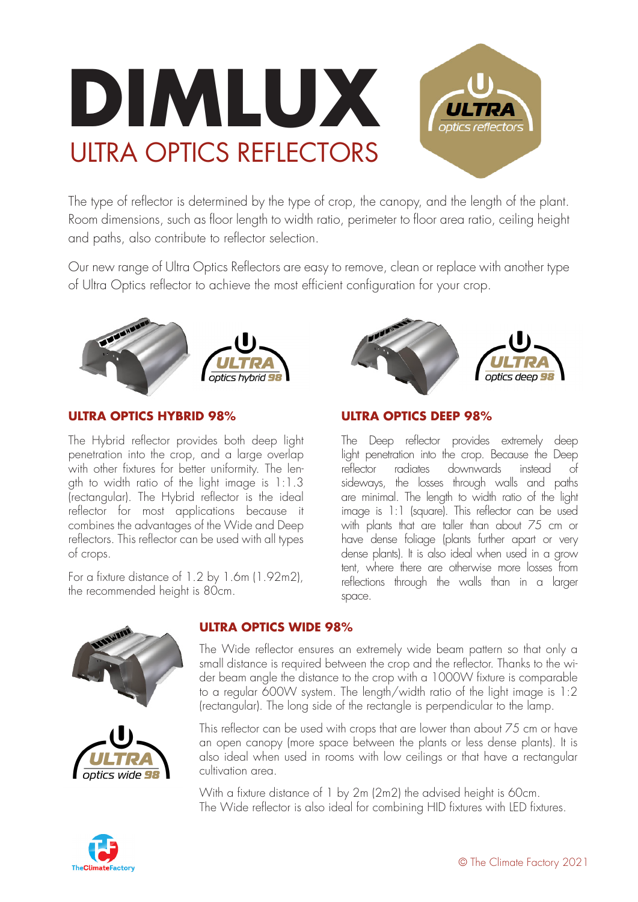# DIMLUX

## ULTRA OPTICS REFLECTORS

The type of reflector is determined by the type of crop, the canopy, and the length of the plant. Room dimensions, such as floor length to width ratio, perimeter to floor area ratio, ceiling height and paths, also contribute to reflector selection.

Our new range of Ultra Optics Reflectors are easy to remove, clean or replace with another type of Ultra Optics reflector to achieve the most efficient configuration for your crop.

### ULTRA OPTICS HYBRID 98%

The Hybrid reflector provides both deep light penetration into the crop, and a large overlap with other fixtures for better uniformity. The length to width ratio of the light image is 1:1.3 (rectangular). The Hybrid reflector is the ideal reflector for most applications because it combines the advantages of the Wide and Deep reflectors. This reflector can be used with all types of crops.

For a fixture distance of 1.2 by 1.6m (1.92m2), the recommended height is 80cm.

### ULTRA OPTICS DEEP 98%

The Deep reflector provides extremely deep light penetration into the crop. Because the Deep reflector radiates downwards instead of sideways, the losses through walls and paths are minimal. The length to width ratio of the light image is 1:1 (square). This reflector can be used with plants that are taller than about 75 cm or have dense foliage (plants further apart or very dense plants). It is also ideal when used in a grow tent, where there are otherwise more losses from reflections through the walls than in a larger space.

### ULTRA OPTICS WIDE 98%

The Wide reflector ensures an extremely wide beam pattern so that only a small distance is required between the crop and the reflector. Thanks to the wider beam angle the distance to the crop with a 1000W fixture is comparable to a regular 600W system. The length/width ratio of the light image is 1:2 (rectangular). The long side of the rectangle is perpendicular to the lamp.

This reflector can be used with crops that are lower than about 75 cm or have an open canopy (more space between the plants or less dense plants). It is also ideal when used in rooms with low ceilings or that have a rectangular cultivation area.

With a fixture distance of 1 by 2m (2m2) the advised height is 60cm.
The Wide reflector is also ideal for combining HID fixtures with LED fixtures.

© The Climate Factory 2021